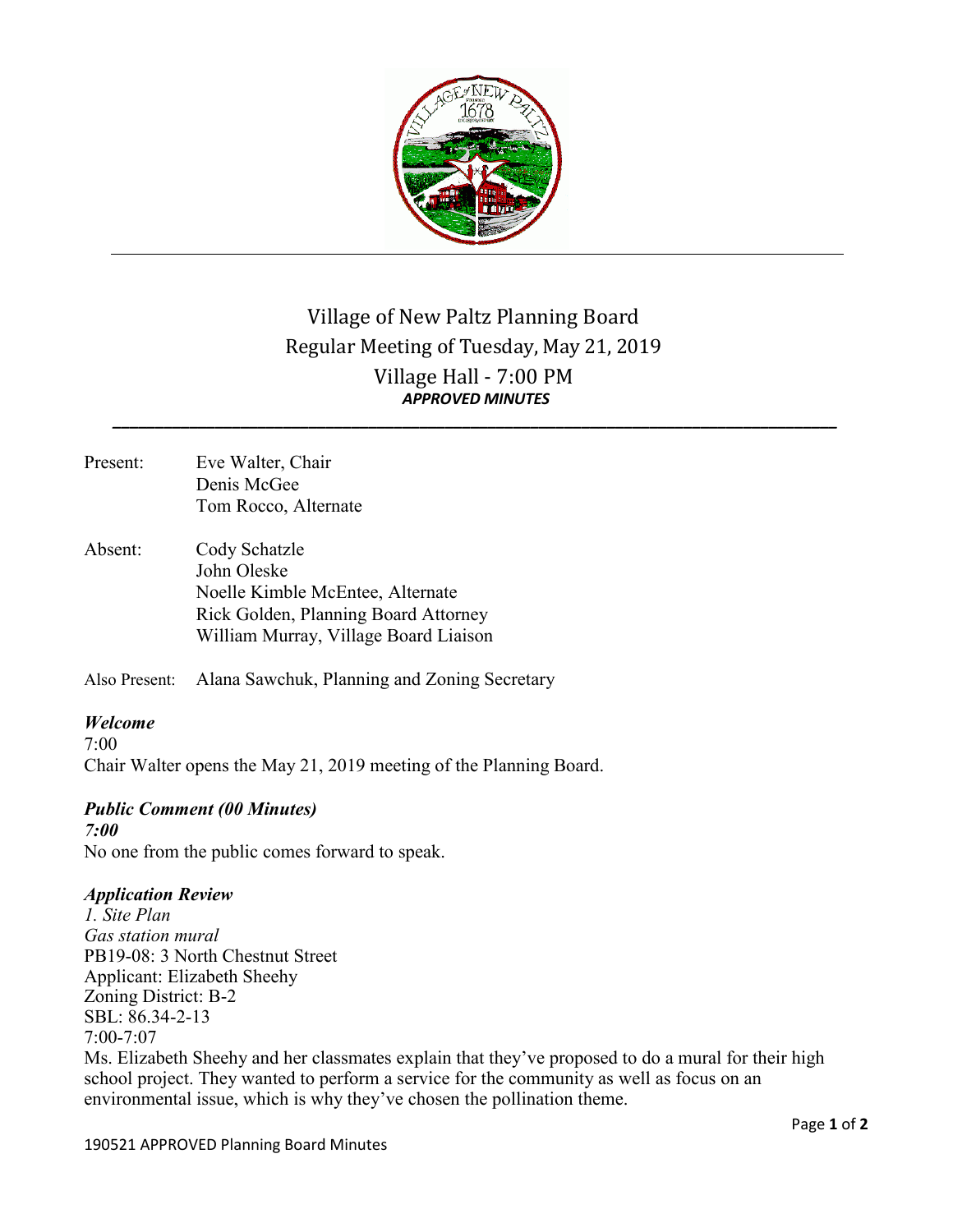# Village of New Paltz Planning Board
## Regular Meeting of Tuesday, May 21, 2019
## Village Hall - 7:00 PM
***APPROVED MINUTES***

---

Present: Eve Walter, Chair
Denis McGee
Tom Rocco, Alternate

Absent: Cody Schatzle
John Oleske
Noelle Kimble McEntee, Alternate
Rick Golden, Planning Board Attorney
William Murray, Village Board Liaison

Also Present: Alana Sawchuk, Planning and Zoning Secretary

### *Welcome*

7:00
Chair Walter opens the May 21, 2019 meeting of the Planning Board.

### *Public Comment (00 Minutes)*

*7:00*
No one from the public comes forward to speak.

### *Application Review*

*1. Site Plan*
*Gas station mural*
PB19-08: 3 North Chestnut Street
Applicant: Elizabeth Sheehy
Zoning District: B-2
SBL: 86.34-2-13
7:00-7:07

Ms. Elizabeth Sheehy and her classmates explain that they've proposed to do a mural for their high school project. They wanted to perform a service for the community as well as focus on an environmental issue, which is why they've chosen the pollination theme.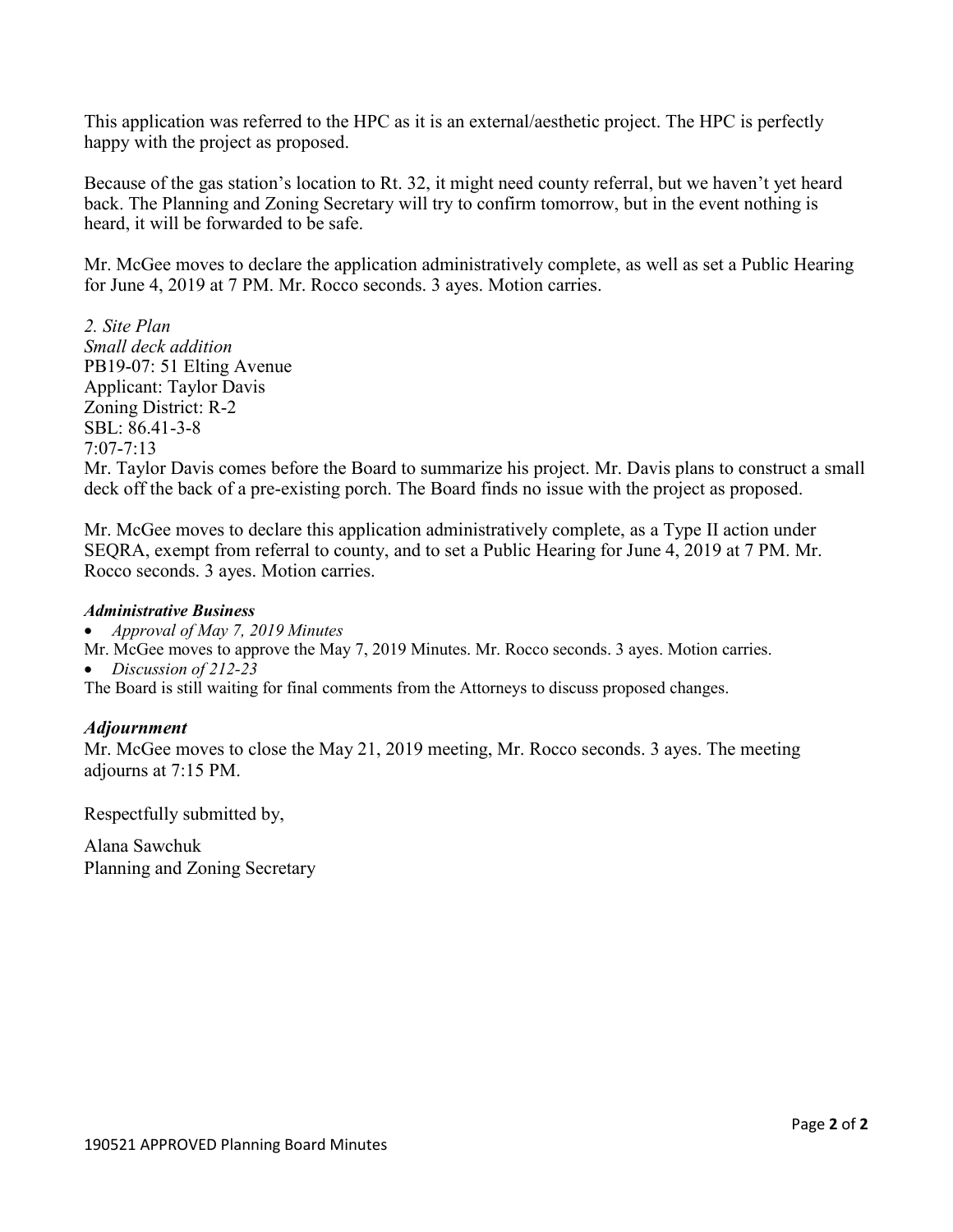This application was referred to the HPC as it is an external/aesthetic project. The HPC is perfectly happy with the project as proposed.

Because of the gas station's location to Rt. 32, it might need county referral, but we haven't yet heard back. The Planning and Zoning Secretary will try to confirm tomorrow, but in the event nothing is heard, it will be forwarded to be safe.

Mr. McGee moves to declare the application administratively complete, as well as set a Public Hearing for June 4, 2019 at 7 PM. Mr. Rocco seconds. 3 ayes. Motion carries.

*2. Site Plan*
*Small deck addition*
PB19-07: 51 Elting Avenue
Applicant: Taylor Davis
Zoning District: R-2
SBL: 86.41-3-8
7:07-7:13
Mr. Taylor Davis comes before the Board to summarize his project. Mr. Davis plans to construct a small deck off the back of a pre-existing porch. The Board finds no issue with the project as proposed.

Mr. McGee moves to declare this application administratively complete, as a Type II action under SEQRA, exempt from referral to county, and to set a Public Hearing for June 4, 2019 at 7 PM. Mr. Rocco seconds. 3 ayes. Motion carries.

***Administrative Business***

- *Approval of May 7, 2019 Minutes*

Mr. McGee moves to approve the May 7, 2019 Minutes. Mr. Rocco seconds. 3 ayes. Motion carries.

- *Discussion of 212-23*

The Board is still waiting for final comments from the Attorneys to discuss proposed changes.

### ***Adjournment***

Mr. McGee moves to close the May 21, 2019 meeting, Mr. Rocco seconds. 3 ayes. The meeting adjourns at 7:15 PM.

Respectfully submitted by,

Alana Sawchuk
Planning and Zoning Secretary